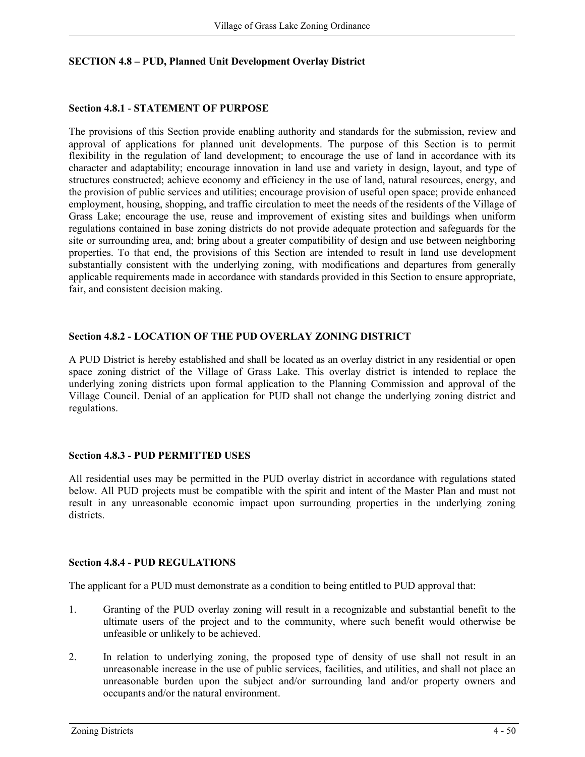## SECTION 4.8 – PUD, Planned Unit Development Overlay District

### Section 4.8.1 - STATEMENT OF PURPOSE

The provisions of this Section provide enabling authority and standards for the submission, review and approval of applications for planned unit developments. The purpose of this Section is to permit flexibility in the regulation of land development; to encourage the use of land in accordance with its character and adaptability; encourage innovation in land use and variety in design, layout, and type of structures constructed; achieve economy and efficiency in the use of land, natural resources, energy, and the provision of public services and utilities; encourage provision of useful open space; provide enhanced employment, housing, shopping, and traffic circulation to meet the needs of the residents of the Village of Grass Lake; encourage the use, reuse and improvement of existing sites and buildings when uniform regulations contained in base zoning districts do not provide adequate protection and safeguards for the site or surrounding area, and; bring about a greater compatibility of design and use between neighboring properties. To that end, the provisions of this Section are intended to result in land use development substantially consistent with the underlying zoning, with modifications and departures from generally applicable requirements made in accordance with standards provided in this Section to ensure appropriate, fair, and consistent decision making.

### Section 4.8.2 - LOCATION OF THE PUD OVERLAY ZONING DISTRICT

A PUD District is hereby established and shall be located as an overlay district in any residential or open space zoning district of the Village of Grass Lake. This overlay district is intended to replace the underlying zoning districts upon formal application to the Planning Commission and approval of the Village Council. Denial of an application for PUD shall not change the underlying zoning district and regulations.

### Section 4.8.3 - PUD PERMITTED USES

All residential uses may be permitted in the PUD overlay district in accordance with regulations stated below. All PUD projects must be compatible with the spirit and intent of the Master Plan and must not result in any unreasonable economic impact upon surrounding properties in the underlying zoning districts.

### Section 4.8.4 - PUD REGULATIONS

The applicant for a PUD must demonstrate as a condition to being entitled to PUD approval that:

1. Granting of the PUD overlay zoning will result in a recognizable and substantial benefit to the ultimate users of the project and to the community, where such benefit would otherwise be unfeasible or unlikely to be achieved.

2. In relation to underlying zoning, the proposed type of density of use shall not result in an unreasonable increase in the use of public services, facilities, and utilities, and shall not place an unreasonable burden upon the subject and/or surrounding land and/or property owners and occupants and/or the natural environment.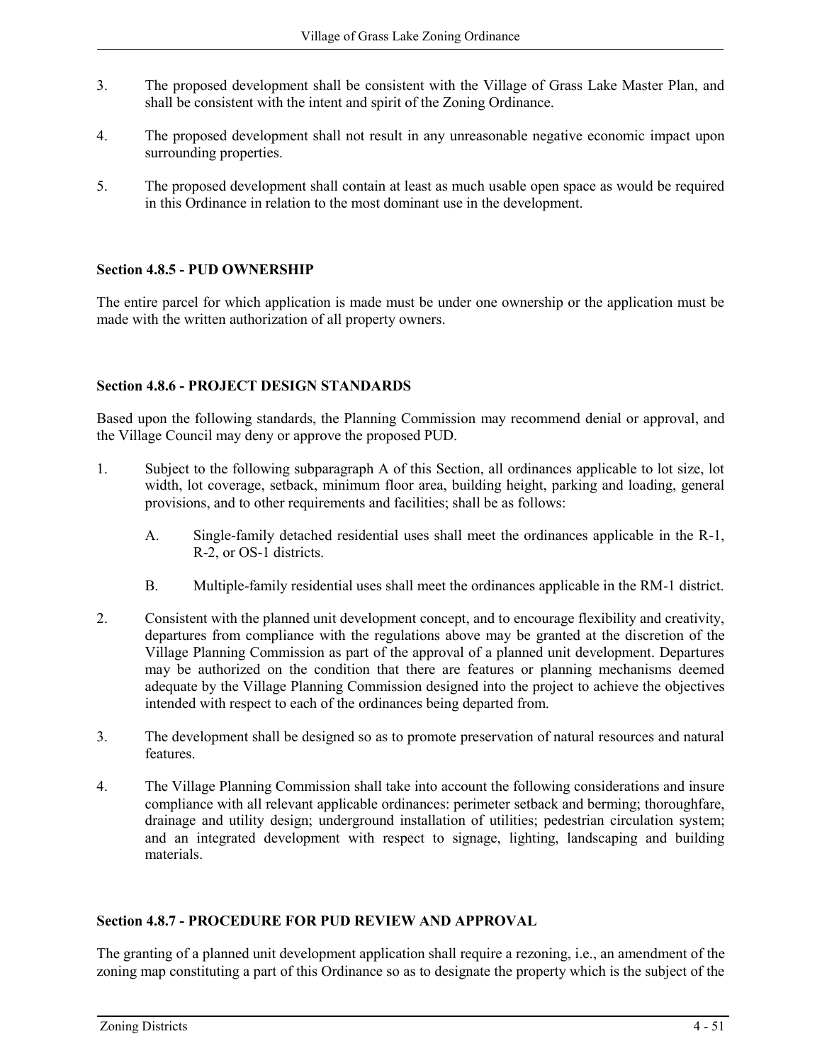3. The proposed development shall be consistent with the Village of Grass Lake Master Plan, and shall be consistent with the intent and spirit of the Zoning Ordinance.

4. The proposed development shall not result in any unreasonable negative economic impact upon surrounding properties.

5. The proposed development shall contain at least as much usable open space as would be required in this Ordinance in relation to the most dominant use in the development.

### Section 4.8.5 - PUD OWNERSHIP

The entire parcel for which application is made must be under one ownership or the application must be made with the written authorization of all property owners.

### Section 4.8.6 - PROJECT DESIGN STANDARDS

Based upon the following standards, the Planning Commission may recommend denial or approval, and the Village Council may deny or approve the proposed PUD.

1. Subject to the following subparagraph A of this Section, all ordinances applicable to lot size, lot width, lot coverage, setback, minimum floor area, building height, parking and loading, general provisions, and to other requirements and facilities; shall be as follows:

   A. Single-family detached residential uses shall meet the ordinances applicable in the R-1, R-2, or OS-1 districts.

   B. Multiple-family residential uses shall meet the ordinances applicable in the RM-1 district.

2. Consistent with the planned unit development concept, and to encourage flexibility and creativity, departures from compliance with the regulations above may be granted at the discretion of the Village Planning Commission as part of the approval of a planned unit development. Departures may be authorized on the condition that there are features or planning mechanisms deemed adequate by the Village Planning Commission designed into the project to achieve the objectives intended with respect to each of the ordinances being departed from.

3. The development shall be designed so as to promote preservation of natural resources and natural features.

4. The Village Planning Commission shall take into account the following considerations and insure compliance with all relevant applicable ordinances: perimeter setback and berming; thoroughfare, drainage and utility design; underground installation of utilities; pedestrian circulation system; and an integrated development with respect to signage, lighting, landscaping and building materials.

### Section 4.8.7 - PROCEDURE FOR PUD REVIEW AND APPROVAL

The granting of a planned unit development application shall require a rezoning, i.e., an amendment of the zoning map constituting a part of this Ordinance so as to designate the property which is the subject of the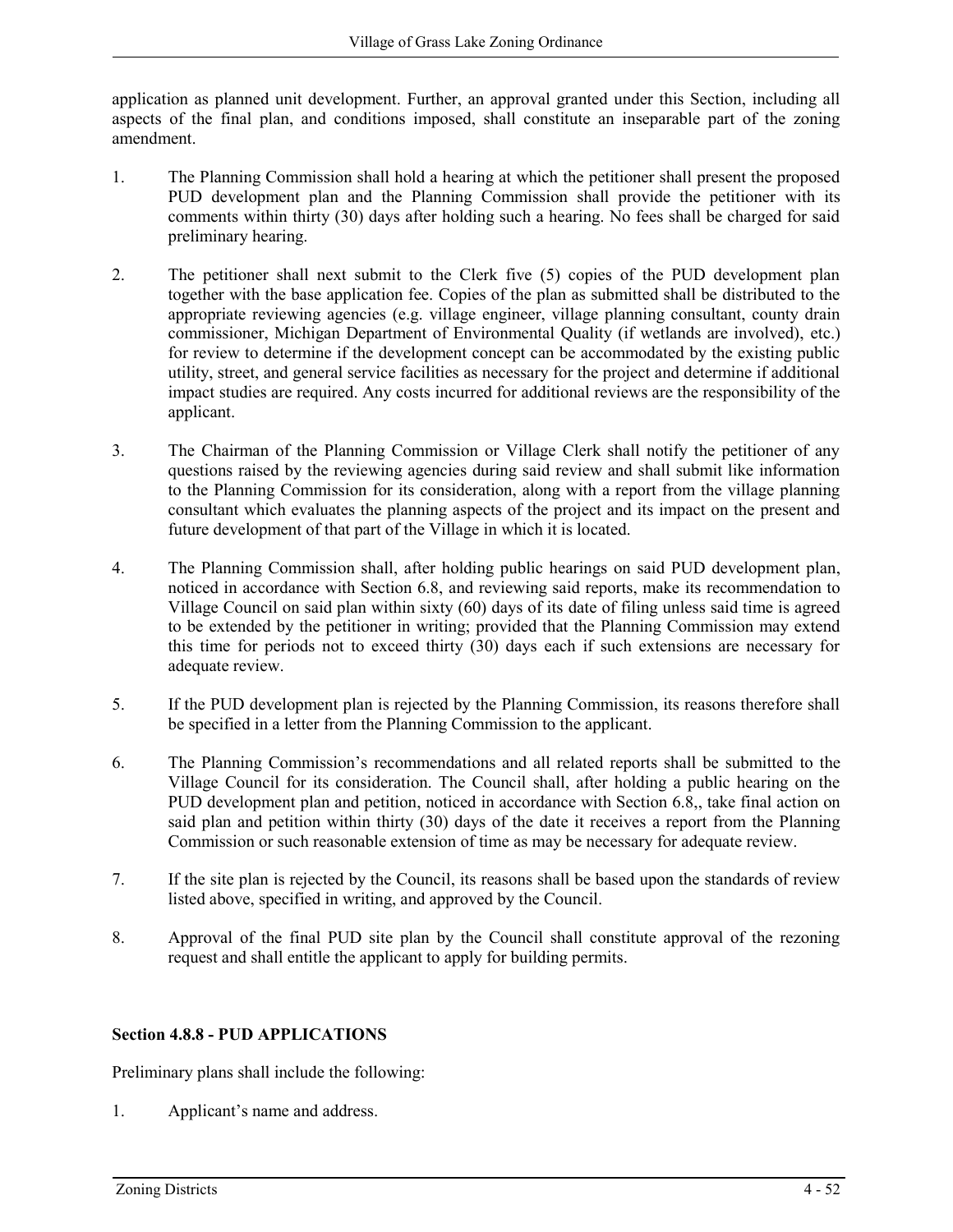application as planned unit development. Further, an approval granted under this Section, including all aspects of the final plan, and conditions imposed, shall constitute an inseparable part of the zoning amendment.

1. The Planning Commission shall hold a hearing at which the petitioner shall present the proposed PUD development plan and the Planning Commission shall provide the petitioner with its comments within thirty (30) days after holding such a hearing. No fees shall be charged for said preliminary hearing.

2. The petitioner shall next submit to the Clerk five (5) copies of the PUD development plan together with the base application fee. Copies of the plan as submitted shall be distributed to the appropriate reviewing agencies (e.g. village engineer, village planning consultant, county drain commissioner, Michigan Department of Environmental Quality (if wetlands are involved), etc.) for review to determine if the development concept can be accommodated by the existing public utility, street, and general service facilities as necessary for the project and determine if additional impact studies are required. Any costs incurred for additional reviews are the responsibility of the applicant.

3. The Chairman of the Planning Commission or Village Clerk shall notify the petitioner of any questions raised by the reviewing agencies during said review and shall submit like information to the Planning Commission for its consideration, along with a report from the village planning consultant which evaluates the planning aspects of the project and its impact on the present and future development of that part of the Village in which it is located.

4. The Planning Commission shall, after holding public hearings on said PUD development plan, noticed in accordance with Section 6.8, and reviewing said reports, make its recommendation to Village Council on said plan within sixty (60) days of its date of filing unless said time is agreed to be extended by the petitioner in writing; provided that the Planning Commission may extend this time for periods not to exceed thirty (30) days each if such extensions are necessary for adequate review.

5. If the PUD development plan is rejected by the Planning Commission, its reasons therefore shall be specified in a letter from the Planning Commission to the applicant.

6. The Planning Commission's recommendations and all related reports shall be submitted to the Village Council for its consideration. The Council shall, after holding a public hearing on the PUD development plan and petition, noticed in accordance with Section 6.8,, take final action on said plan and petition within thirty (30) days of the date it receives a report from the Planning Commission or such reasonable extension of time as may be necessary for adequate review.

7. If the site plan is rejected by the Council, its reasons shall be based upon the standards of review listed above, specified in writing, and approved by the Council.

8. Approval of the final PUD site plan by the Council shall constitute approval of the rezoning request and shall entitle the applicant to apply for building permits.

### Section 4.8.8 - PUD APPLICATIONS

Preliminary plans shall include the following:

1. Applicant's name and address.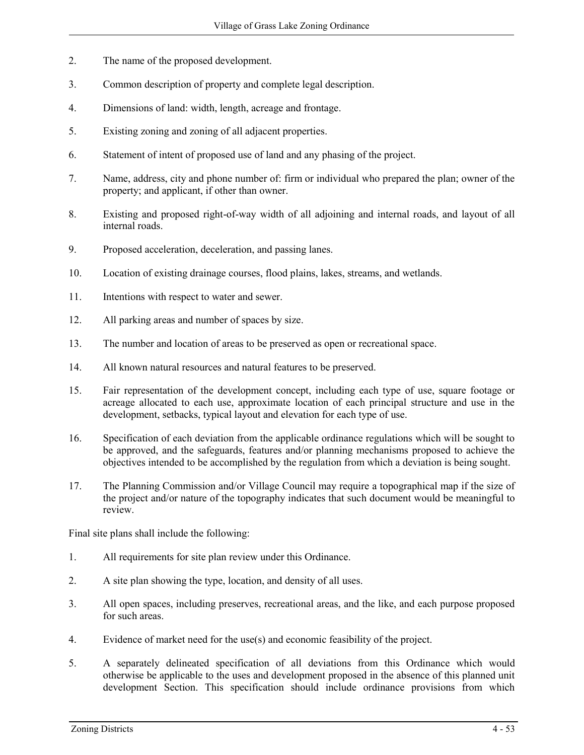2. The name of the proposed development.

3. Common description of property and complete legal description.

4. Dimensions of land: width, length, acreage and frontage.

5. Existing zoning and zoning of all adjacent properties.

6. Statement of intent of proposed use of land and any phasing of the project.

7. Name, address, city and phone number of: firm or individual who prepared the plan; owner of the property; and applicant, if other than owner.

8. Existing and proposed right-of-way width of all adjoining and internal roads, and layout of all internal roads.

9. Proposed acceleration, deceleration, and passing lanes.

10. Location of existing drainage courses, flood plains, lakes, streams, and wetlands.

11. Intentions with respect to water and sewer.

12. All parking areas and number of spaces by size.

13. The number and location of areas to be preserved as open or recreational space.

14. All known natural resources and natural features to be preserved.

15. Fair representation of the development concept, including each type of use, square footage or acreage allocated to each use, approximate location of each principal structure and use in the development, setbacks, typical layout and elevation for each type of use.

16. Specification of each deviation from the applicable ordinance regulations which will be sought to be approved, and the safeguards, features and/or planning mechanisms proposed to achieve the objectives intended to be accomplished by the regulation from which a deviation is being sought.

17. The Planning Commission and/or Village Council may require a topographical map if the size of the project and/or nature of the topography indicates that such document would be meaningful to review.

Final site plans shall include the following:

1. All requirements for site plan review under this Ordinance.

2. A site plan showing the type, location, and density of all uses.

3. All open spaces, including preserves, recreational areas, and the like, and each purpose proposed for such areas.

4. Evidence of market need for the use(s) and economic feasibility of the project.

5. A separately delineated specification of all deviations from this Ordinance which would otherwise be applicable to the uses and development proposed in the absence of this planned unit development Section. This specification should include ordinance provisions from which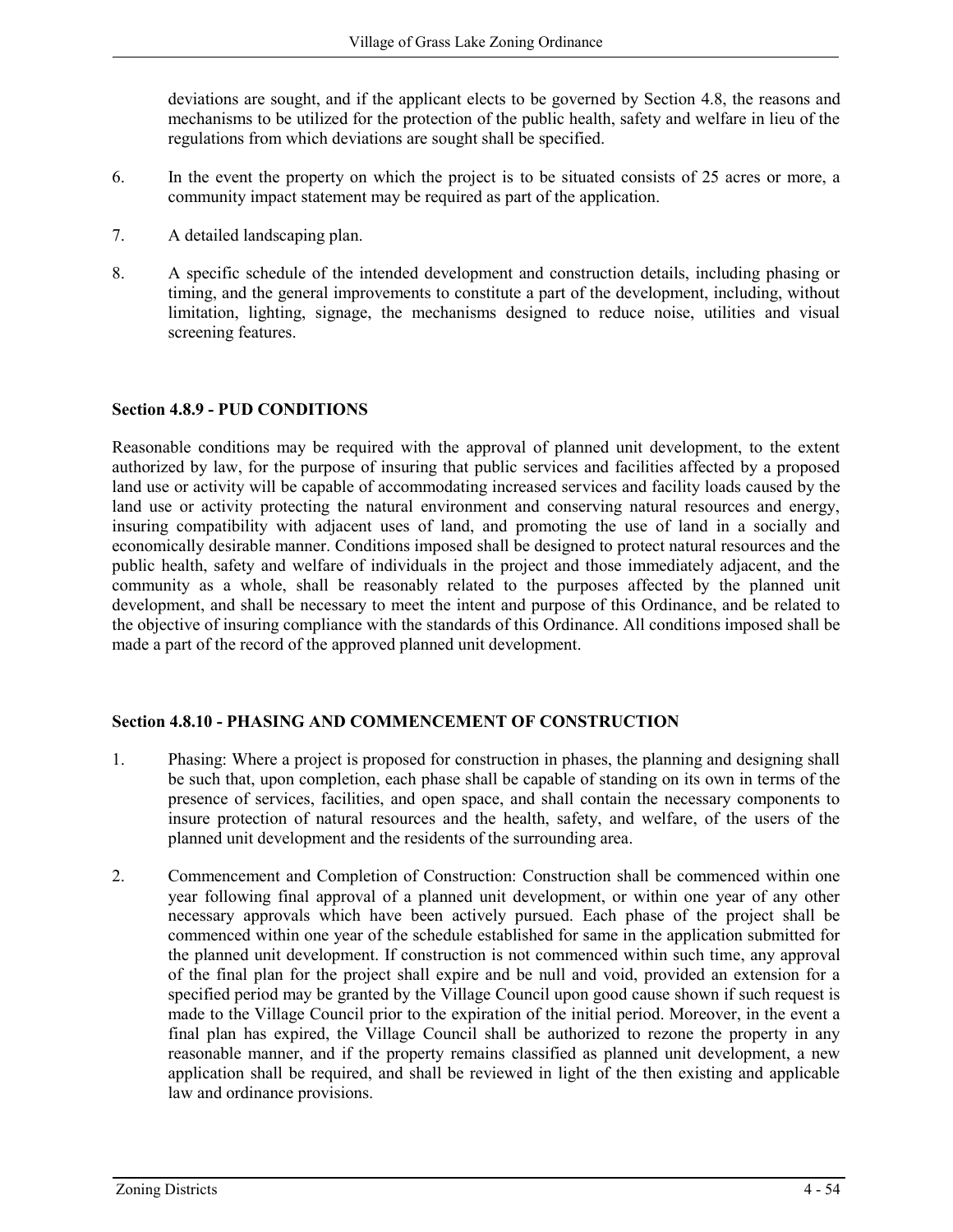deviations are sought, and if the applicant elects to be governed by Section 4.8, the reasons and mechanisms to be utilized for the protection of the public health, safety and welfare in lieu of the regulations from which deviations are sought shall be specified.

6. In the event the property on which the project is to be situated consists of 25 acres or more, a community impact statement may be required as part of the application.

7. A detailed landscaping plan.

8. A specific schedule of the intended development and construction details, including phasing or timing, and the general improvements to constitute a part of the development, including, without limitation, lighting, signage, the mechanisms designed to reduce noise, utilities and visual screening features.

### Section 4.8.9 - PUD CONDITIONS

Reasonable conditions may be required with the approval of planned unit development, to the extent authorized by law, for the purpose of insuring that public services and facilities affected by a proposed land use or activity will be capable of accommodating increased services and facility loads caused by the land use or activity protecting the natural environment and conserving natural resources and energy, insuring compatibility with adjacent uses of land, and promoting the use of land in a socially and economically desirable manner. Conditions imposed shall be designed to protect natural resources and the public health, safety and welfare of individuals in the project and those immediately adjacent, and the community as a whole, shall be reasonably related to the purposes affected by the planned unit development, and shall be necessary to meet the intent and purpose of this Ordinance, and be related to the objective of insuring compliance with the standards of this Ordinance. All conditions imposed shall be made a part of the record of the approved planned unit development.

### Section 4.8.10 - PHASING AND COMMENCEMENT OF CONSTRUCTION

1. Phasing: Where a project is proposed for construction in phases, the planning and designing shall be such that, upon completion, each phase shall be capable of standing on its own in terms of the presence of services, facilities, and open space, and shall contain the necessary components to insure protection of natural resources and the health, safety, and welfare, of the users of the planned unit development and the residents of the surrounding area.

2. Commencement and Completion of Construction: Construction shall be commenced within one year following final approval of a planned unit development, or within one year of any other necessary approvals which have been actively pursued. Each phase of the project shall be commenced within one year of the schedule established for same in the application submitted for the planned unit development. If construction is not commenced within such time, any approval of the final plan for the project shall expire and be null and void, provided an extension for a specified period may be granted by the Village Council upon good cause shown if such request is made to the Village Council prior to the expiration of the initial period. Moreover, in the event a final plan has expired, the Village Council shall be authorized to rezone the property in any reasonable manner, and if the property remains classified as planned unit development, a new application shall be required, and shall be reviewed in light of the then existing and applicable law and ordinance provisions.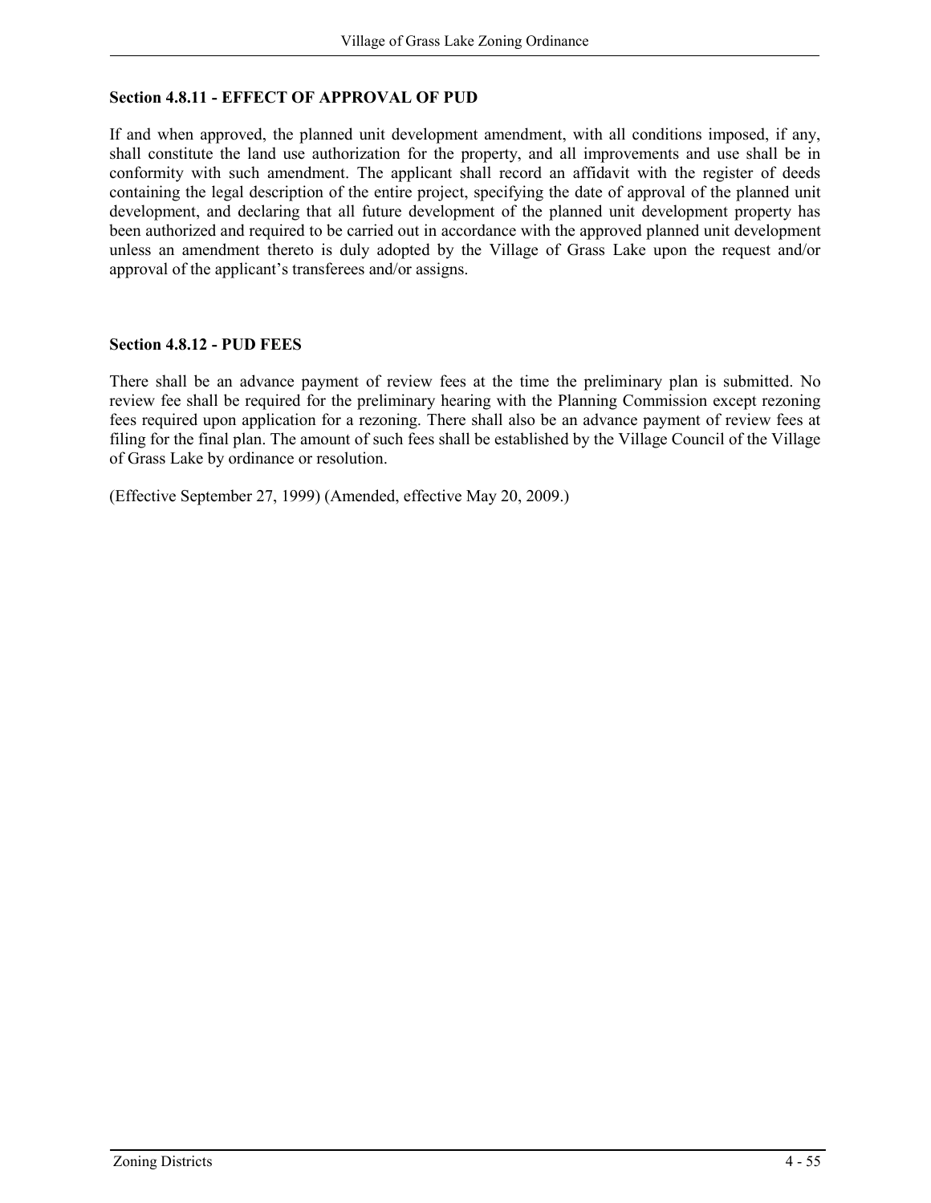### Section 4.8.11 - EFFECT OF APPROVAL OF PUD

If and when approved, the planned unit development amendment, with all conditions imposed, if any, shall constitute the land use authorization for the property, and all improvements and use shall be in conformity with such amendment. The applicant shall record an affidavit with the register of deeds containing the legal description of the entire project, specifying the date of approval of the planned unit development, and declaring that all future development of the planned unit development property has been authorized and required to be carried out in accordance with the approved planned unit development unless an amendment thereto is duly adopted by the Village of Grass Lake upon the request and/or approval of the applicant's transferees and/or assigns.

### Section 4.8.12 - PUD FEES

There shall be an advance payment of review fees at the time the preliminary plan is submitted. No review fee shall be required for the preliminary hearing with the Planning Commission except rezoning fees required upon application for a rezoning. There shall also be an advance payment of review fees at filing for the final plan. The amount of such fees shall be established by the Village Council of the Village of Grass Lake by ordinance or resolution.

(Effective September 27, 1999) (Amended, effective May 20, 2009.)